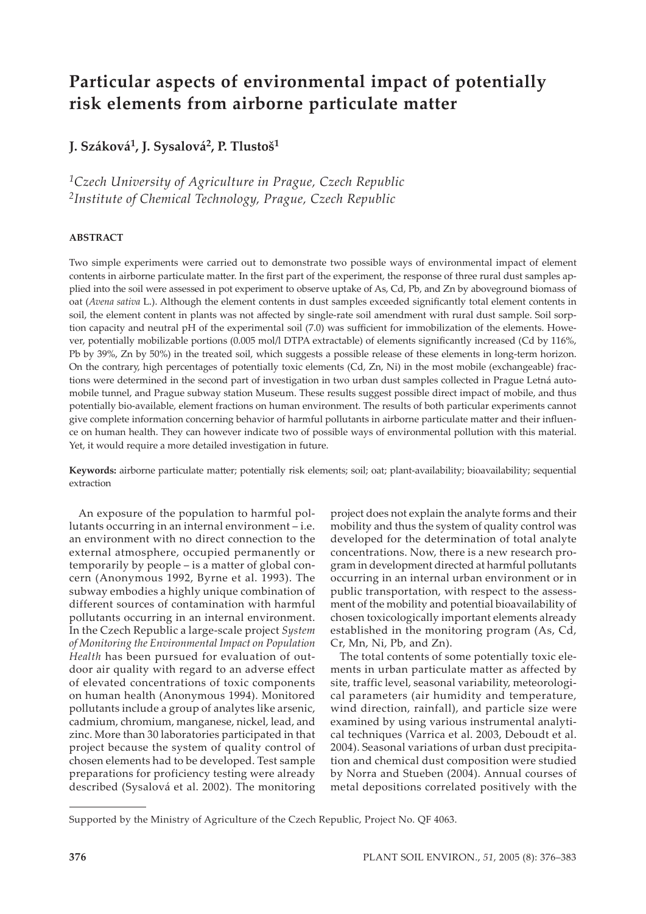# Particular aspects of environmental impact of potentially risk elements from airborne particulate matter

**J. Száková[1], J. Sysalová[2], P. Tlustoš[1]**

*[1]Czech University of Agriculture in Prague, Czech Republic*
*[2]Institute of Chemical Technology, Prague, Czech Republic*

## ABSTRACT

Two simple experiments were carried out to demonstrate two possible ways of environmental impact of element contents in airborne particulate matter. In the first part of the experiment, the response of three rural dust samples applied into the soil were assessed in pot experiment to observe uptake of As, Cd, Pb, and Zn by aboveground biomass of oat (*Avena sativa* L.). Although the element contents in dust samples exceeded significantly total element contents in soil, the element content in plants was not affected by single-rate soil amendment with rural dust sample. Soil sorption capacity and neutral pH of the experimental soil (7.0) was sufficient for immobilization of the elements. However, potentially mobilizable portions (0.005 mol/l DTPA extractable) of elements significantly increased (Cd by 116%, Pb by 39%, Zn by 50%) in the treated soil, which suggests a possible release of these elements in long-term horizon. On the contrary, high percentages of potentially toxic elements (Cd, Zn, Ni) in the most mobile (exchangeable) fractions were determined in the second part of investigation in two urban dust samples collected in Prague Letná automobile tunnel, and Prague subway station Museum. These results suggest possible direct impact of mobile, and thus potentially bio-available, element fractions on human environment. The results of both particular experiments cannot give complete information concerning behavior of harmful pollutants in airborne particulate matter and their influence on human health. They can however indicate two of possible ways of environmental pollution with this material. Yet, it would require a more detailed investigation in future.

**Keywords:** airborne particulate matter; potentially risk elements; soil; oat; plant-availability; bioavailability; sequential extraction

An exposure of the population to harmful pollutants occurring in an internal environment – i.e. an environment with no direct connection to the external atmosphere, occupied permanently or temporarily by people – is a matter of global concern (Anonymous 1992, Byrne et al. 1993). The subway embodies a highly unique combination of different sources of contamination with harmful pollutants occurring in an internal environment. In the Czech Republic a large-scale project *System of Monitoring the Environmental Impact on Population Health* has been pursued for evaluation of outdoor air quality with regard to an adverse effect of elevated concentrations of toxic components on human health (Anonymous 1994). Monitored pollutants include a group of analytes like arsenic, cadmium, chromium, manganese, nickel, lead, and zinc. More than 30 laboratories participated in that project because the system of quality control of chosen elements had to be developed. Test sample preparations for proficiency testing were already described (Sysalová et al. 2002). The monitoring project does not explain the analyte forms and their mobility and thus the system of quality control was developed for the determination of total analyte concentrations. Now, there is a new research program in development directed at harmful pollutants occurring in an internal urban environment or in public transportation, with respect to the assessment of the mobility and potential bioavailability of chosen toxicologically important elements already established in the monitoring program (As, Cd, Cr, Mn, Ni, Pb, and Zn).

The total contents of some potentially toxic elements in urban particulate matter as affected by site, traffic level, seasonal variability, meteorological parameters (air humidity and temperature, wind direction, rainfall), and particle size were examined by using various instrumental analytical techniques (Varrica et al. 2003, Deboudt et al. 2004). Seasonal variations of urban dust precipitation and chemical dust composition were studied by Norra and Stueben (2004). Annual courses of metal depositions correlated positively with the

Supported by the Ministry of Agriculture of the Czech Republic, Project No. QF 4063.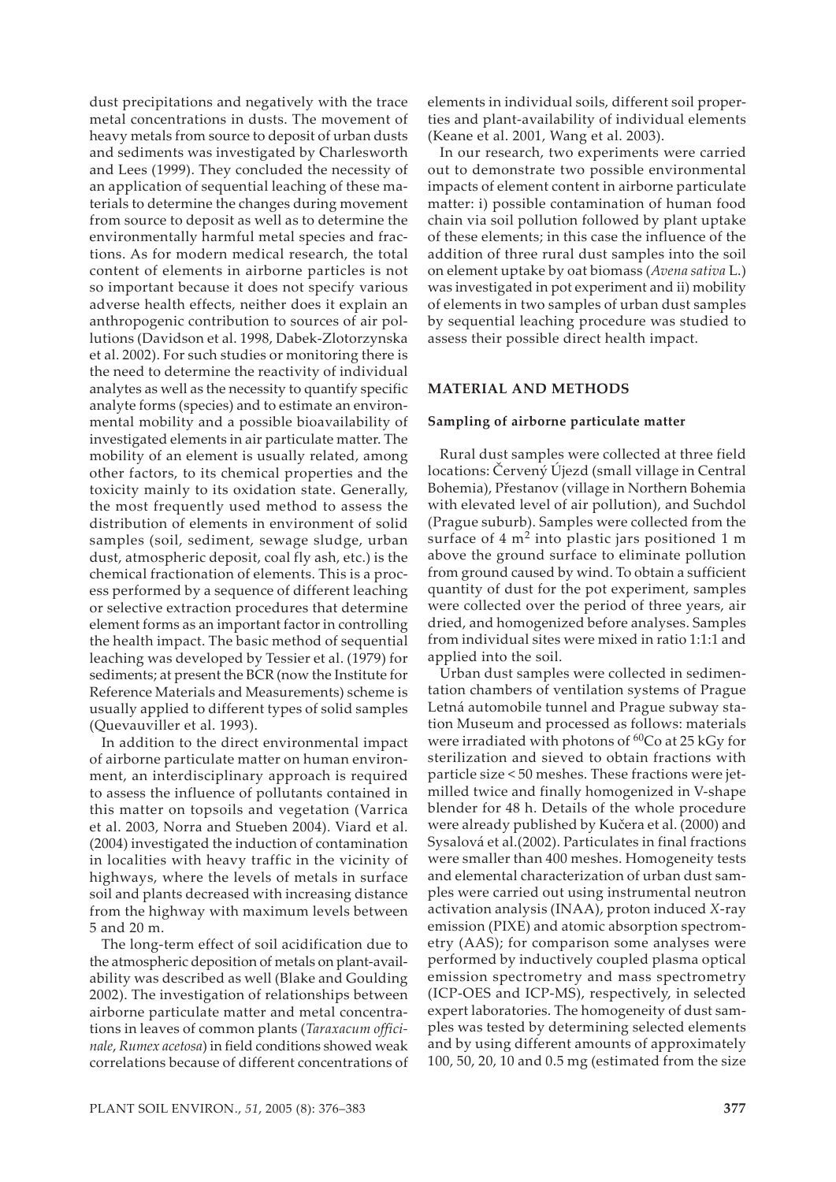dust precipitations and negatively with the trace metal concentrations in dusts. The movement of heavy metals from source to deposit of urban dusts and sediments was investigated by Charlesworth and Lees (1999). They concluded the necessity of an application of sequential leaching of these materials to determine the changes during movement from source to deposit as well as to determine the environmentally harmful metal species and fractions. As for modern medical research, the total content of elements in airborne particles is not so important because it does not specify various adverse health effects, neither does it explain an anthropogenic contribution to sources of air pollutions (Davidson et al. 1998, Dabek-Zlotorzynska et al. 2002). For such studies or monitoring there is the need to determine the reactivity of individual analytes as well as the necessity to quantify specific analyte forms (species) and to estimate an environmental mobility and a possible bioavailability of investigated elements in air particulate matter. The mobility of an element is usually related, among other factors, to its chemical properties and the toxicity mainly to its oxidation state. Generally, the most frequently used method to assess the distribution of elements in environment of solid samples (soil, sediment, sewage sludge, urban dust, atmospheric deposit, coal fly ash, etc.) is the chemical fractionation of elements. This is a process performed by a sequence of different leaching or selective extraction procedures that determine element forms as an important factor in controlling the health impact. The basic method of sequential leaching was developed by Tessier et al. (1979) for sediments; at present the BCR (now the Institute for Reference Materials and Measurements) scheme is usually applied to different types of solid samples (Quevauviller et al. 1993).

In addition to the direct environmental impact of airborne particulate matter on human environment, an interdisciplinary approach is required to assess the influence of pollutants contained in this matter on topsoils and vegetation (Varrica et al. 2003, Norra and Stueben 2004). Viard et al. (2004) investigated the induction of contamination in localities with heavy traffic in the vicinity of highways, where the levels of metals in surface soil and plants decreased with increasing distance from the highway with maximum levels between 5 and 20 m.

The long-term effect of soil acidification due to the atmospheric deposition of metals on plant-availability was described as well (Blake and Goulding 2002). The investigation of relationships between airborne particulate matter and metal concentrations in leaves of common plants (*Taraxacum officinale*, *Rumex acetosa*) in field conditions showed weak correlations because of different concentrations of elements in individual soils, different soil properties and plant-availability of individual elements (Keane et al. 2001, Wang et al. 2003).

In our research, two experiments were carried out to demonstrate two possible environmental impacts of element content in airborne particulate matter: i) possible contamination of human food chain via soil pollution followed by plant uptake of these elements; in this case the influence of the addition of three rural dust samples into the soil on element uptake by oat biomass (*Avena sativa* L.) was investigated in pot experiment and ii) mobility of elements in two samples of urban dust samples by sequential leaching procedure was studied to assess their possible direct health impact.

## MATERIAL AND METHODS

### Sampling of airborne particulate matter

Rural dust samples were collected at three field locations: Červený Újezd (small village in Central Bohemia), Přestanov (village in Northern Bohemia with elevated level of air pollution), and Suchdol (Prague suburb). Samples were collected from the surface of 4 $m^2$ into plastic jars positioned 1 m above the ground surface to eliminate pollution from ground caused by wind. To obtain a sufficient quantity of dust for the pot experiment, samples were collected over the period of three years, air dried, and homogenized before analyses. Samples from individual sites were mixed in ratio 1:1:1 and applied into the soil.

Urban dust samples were collected in sedimentation chambers of ventilation systems of Prague Letná automobile tunnel and Prague subway station Museum and processed as follows: materials were irradiated with photons of $^{60}Co$ at 25 kGy for sterilization and sieved to obtain fractions with particle size < 50 meshes. These fractions were jet-milled twice and finally homogenized in V-shape blender for 48 h. Details of the whole procedure were already published by Kučera et al. (2000) and Sysalová et al.(2002). Particulates in final fractions were smaller than 400 meshes. Homogeneity tests and elemental characterization of urban dust samples were carried out using instrumental neutron activation analysis (INAA), proton induced X-ray emission (PIXE) and atomic absorption spectrometry (AAS); for comparison some analyses were performed by inductively coupled plasma optical emission spectrometry and mass spectrometry (ICP-OES and ICP-MS), respectively, in selected expert laboratories. The homogeneity of dust samples was tested by determining selected elements and by using different amounts of approximately 100, 50, 20, 10 and 0.5 mg (estimated from the size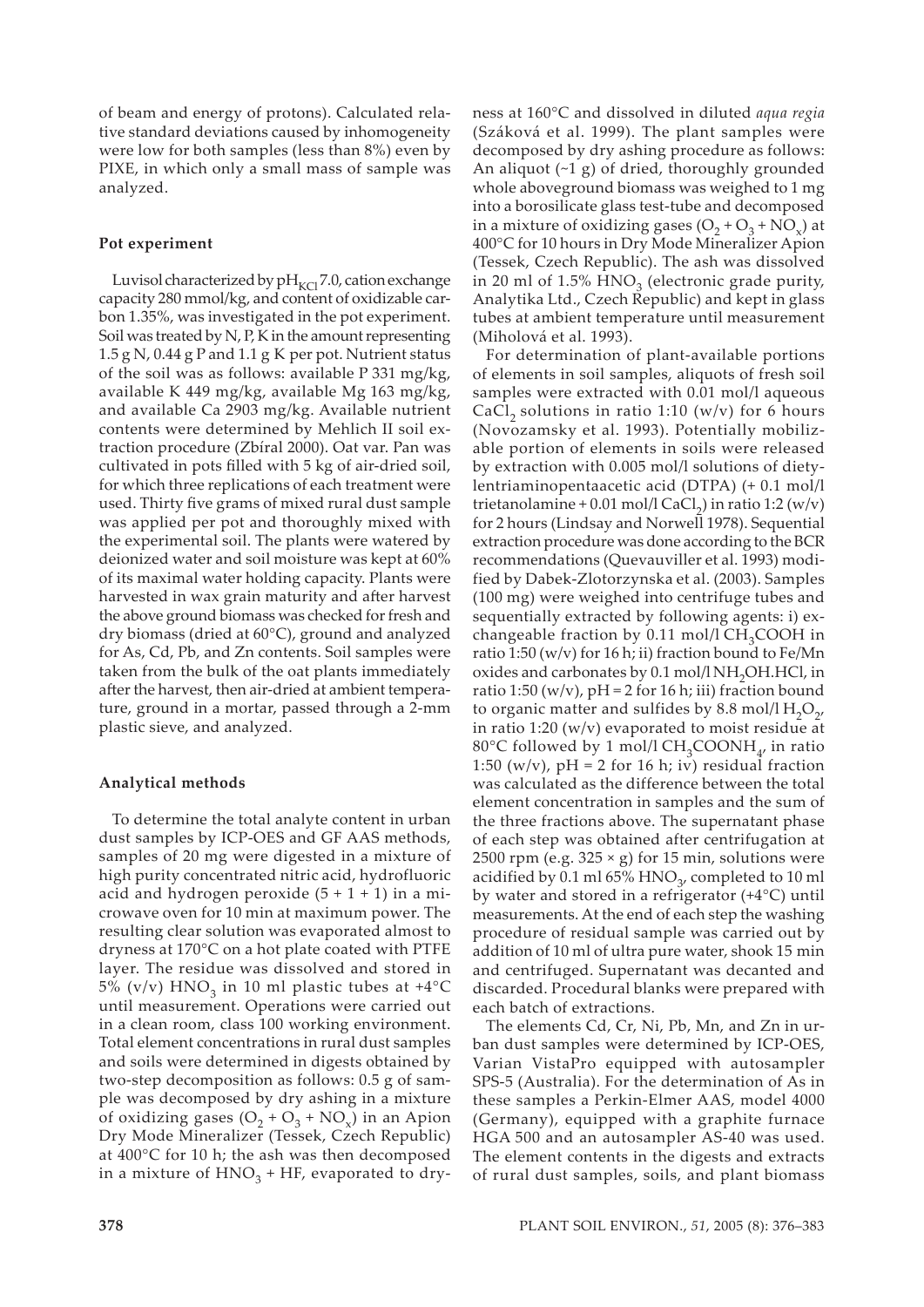of beam and energy of protons). Calculated relative standard deviations caused by inhomogeneity were low for both samples (less than 8%) even by PIXE, in which only a small mass of sample was analyzed.

### Pot experiment

Luvisol characterized by $pH_{KCl}$ 7.0, cation exchange capacity 280 mmol/kg, and content of oxidizable carbon 1.35%, was investigated in the pot experiment. Soil was treated by N, P, K in the amount representing 1.5 g N, 0.44 g P and 1.1 g K per pot. Nutrient status of the soil was as follows: available P 331 mg/kg, available K 449 mg/kg, available Mg 163 mg/kg, and available Ca 2903 mg/kg. Available nutrient contents were determined by Mehlich II soil extraction procedure (Zbíral 2000). Oat var. Pan was cultivated in pots filled with 5 kg of air-dried soil, for which three replications of each treatment were used. Thirty five grams of mixed rural dust sample was applied per pot and thoroughly mixed with the experimental soil. The plants were watered by deionized water and soil moisture was kept at 60% of its maximal water holding capacity. Plants were harvested in wax grain maturity and after harvest the above ground biomass was checked for fresh and dry biomass (dried at 60°C), ground and analyzed for As, Cd, Pb, and Zn contents. Soil samples were taken from the bulk of the oat plants immediately after the harvest, then air-dried at ambient temperature, ground in a mortar, passed through a 2-mm plastic sieve, and analyzed.

### Analytical methods

To determine the total analyte content in urban dust samples by ICP-OES and GF AAS methods, samples of 20 mg were digested in a mixture of high purity concentrated nitric acid, hydrofluoric acid and hydrogen peroxide (5 + 1 + 1) in a microwave oven for 10 min at maximum power. The resulting clear solution was evaporated almost to dryness at 170°C on a hot plate coated with PTFE layer. The residue was dissolved and stored in 5% (v/v) $HNO_3$ in 10 ml plastic tubes at +4°C until measurement. Operations were carried out in a clean room, class 100 working environment. Total element concentrations in rural dust samples and soils were determined in digests obtained by two-step decomposition as follows: 0.5 g of sample was decomposed by dry ashing in a mixture of oxidizing gases ($O_2 + O_3 + NO_x$) in an Apion Dry Mode Mineralizer (Tessek, Czech Republic) at 400°C for 10 h; the ash was then decomposed in a mixture of $HNO_3$ + HF, evaporated to dryness at 160°C and dissolved in diluted *aqua regia* (Száková et al. 1999). The plant samples were decomposed by dry ashing procedure as follows: An aliquot (~1 g) of dried, thoroughly grounded whole aboveground biomass was weighed to 1 mg into a borosilicate glass test-tube and decomposed in a mixture of oxidizing gases ($O_2 + O_3 + NO_x$) at 400°C for 10 hours in Dry Mode Mineralizer Apion (Tessek, Czech Republic). The ash was dissolved in 20 ml of 1.5% $HNO_3$ (electronic grade purity, Analytika Ltd., Czech Republic) and kept in glass tubes at ambient temperature until measurement (Miholová et al. 1993).

For determination of plant-available portions of elements in soil samples, aliquots of fresh soil samples were extracted with 0.01 mol/l aqueous $CaCl_2$ solutions in ratio 1:10 (w/v) for 6 hours (Novozamsky et al. 1993). Potentially mobilizable portion of elements in soils were released by extraction with 0.005 mol/l solutions of dietylentriaminopentaacetic acid (DTPA) (+ 0.1 mol/l trietanolamine + 0.01 mol/l $CaCl_2$) in ratio 1:2 (w/v) for 2 hours (Lindsay and Norwell 1978). Sequential extraction procedure was done according to the BCR recommendations (Quevauviller et al. 1993) modified by Dabek-Zlotorzynska et al. (2003). Samples (100 mg) were weighed into centrifuge tubes and sequentially extracted by following agents: i) exchangeable fraction by 0.11 mol/l $CH_3COOH$ in ratio 1:50 (w/v) for 16 h; ii) fraction bound to Fe/Mn oxides and carbonates by 0.1 mol/l $NH_2OH.HCl$, in ratio 1:50 (w/v), pH = 2 for 16 h; iii) fraction bound to organic matter and sulfides by 8.8 mol/l $H_2O_2$, in ratio 1:20 (w/v) evaporated to moist residue at 80°C followed by 1 mol/l $CH_3COONH_4$, in ratio 1:50 (w/v), pH = 2 for 16 h; iv) residual fraction was calculated as the difference between the total element concentration in samples and the sum of the three fractions above. The supernatant phase of each step was obtained after centrifugation at 2500 rpm (e.g. 325 × g) for 15 min, solutions were acidified by 0.1 ml 65% $HNO_3$, completed to 10 ml by water and stored in a refrigerator (+4°C) until measurements. At the end of each step the washing procedure of residual sample was carried out by addition of 10 ml of ultra pure water, shook 15 min and centrifuged. Supernatant was decanted and discarded. Procedural blanks were prepared with each batch of extractions.

The elements Cd, Cr, Ni, Pb, Mn, and Zn in urban dust samples were determined by ICP-OES, Varian VistaPro equipped with autosampler SPS-5 (Australia). For the determination of As in these samples a Perkin-Elmer AAS, model 4000 (Germany), equipped with a graphite furnace HGA 500 and an autosampler AS-40 was used. The element contents in the digests and extracts of rural dust samples, soils, and plant biomass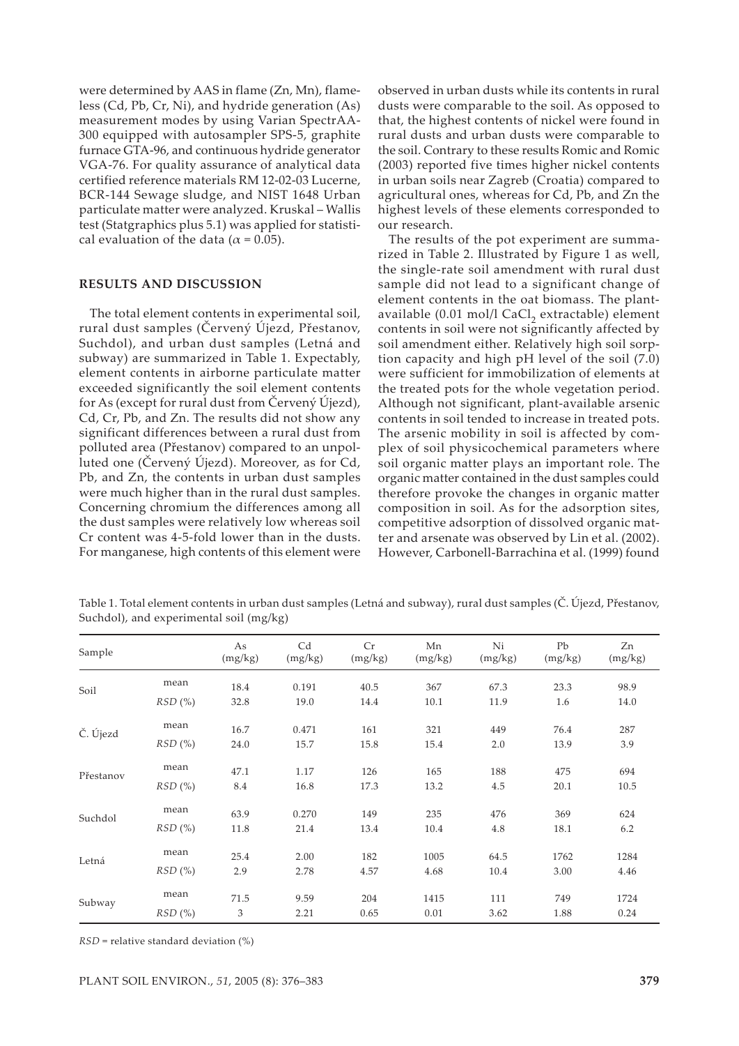were determined by AAS in flame (Zn, Mn), flameless (Cd, Pb, Cr, Ni), and hydride generation (As) measurement modes by using Varian SpectrAA-300 equipped with autosampler SPS-5, graphite furnace GTA-96, and continuous hydride generator VGA-76. For quality assurance of analytical data certified reference materials RM 12-02-03 Lucerne, BCR-144 Sewage sludge, and NIST 1648 Urban particulate matter were analyzed. Kruskal – Wallis test (Statgraphics plus 5.1) was applied for statistical evaluation of the data ($\alpha = 0.05$).

## RESULTS AND DISCUSSION

The total element contents in experimental soil, rural dust samples (Červený Újezd, Přestanov, Suchdol), and urban dust samples (Letná and subway) are summarized in Table 1. Expectably, element contents in airborne particulate matter exceeded significantly the soil element contents for As (except for rural dust from Červený Újezd), Cd, Cr, Pb, and Zn. The results did not show any significant differences between a rural dust from polluted area (Přestanov) compared to an unpolluted one (Červený Újezd). Moreover, as for Cd, Pb, and Zn, the contents in urban dust samples were much higher than in the rural dust samples. Concerning chromium the differences among all the dust samples were relatively low whereas soil Cr content was 4-5-fold lower than in the dusts. For manganese, high contents of this element were observed in urban dusts while its contents in rural dusts were comparable to the soil. As opposed to that, the highest contents of nickel were found in rural dusts and urban dusts were comparable to the soil. Contrary to these results Romic and Romic (2003) reported five times higher nickel contents in urban soils near Zagreb (Croatia) compared to agricultural ones, whereas for Cd, Pb, and Zn the highest levels of these elements corresponded to our research.

The results of the pot experiment are summarized in Table 2. Illustrated by Figure 1 as well, the single-rate soil amendment with rural dust sample did not lead to a significant change of element contents in the oat biomass. The plant-available (0.01 mol/l $CaCl_2$ extractable) element contents in soil were not significantly affected by soil amendment either. Relatively high soil sorption capacity and high pH level of the soil (7.0) were sufficient for immobilization of elements at the treated pots for the whole vegetation period. Although not significant, plant-available arsenic contents in soil tended to increase in treated pots. The arsenic mobility in soil is affected by complex of soil physicochemical parameters where soil organic matter plays an important role. The organic matter contained in the dust samples could therefore provoke the changes in organic matter composition in soil. As for the adsorption sites, competitive adsorption of dissolved organic matter and arsenate was observed by Lin et al. (2002). However, Carbonell-Barrachina et al. (1999) found

Table 1. Total element contents in urban dust samples (Letná and subway), rural dust samples (Č. Újezd, Přestanov, Suchdol), and experimental soil (mg/kg)

| Sample | | As (mg/kg) | Cd (mg/kg) | Cr (mg/kg) | Mn (mg/kg) | Ni (mg/kg) | Pb (mg/kg) | Zn (mg/kg) |
|---|---|---|---|---|---|---|---|---|
| Soil | mean | 18.4 | 0.191 | 40.5 | 367 | 67.3 | 23.3 | 98.9 |
| | *RSD* (%) | 32.8 | 19.0 | 14.4 | 10.1 | 11.9 | 1.6 | 14.0 |
| Č. Újezd | mean | 16.7 | 0.471 | 161 | 321 | 449 | 76.4 | 287 |
| | *RSD* (%) | 24.0 | 15.7 | 15.8 | 15.4 | 2.0 | 13.9 | 3.9 |
| Přestanov | mean | 47.1 | 1.17 | 126 | 165 | 188 | 475 | 694 |
| | *RSD* (%) | 8.4 | 16.8 | 17.3 | 13.2 | 4.5 | 20.1 | 10.5 |
| Suchdol | mean | 63.9 | 0.270 | 149 | 235 | 476 | 369 | 624 |
| | *RSD* (%) | 11.8 | 21.4 | 13.4 | 10.4 | 4.8 | 18.1 | 6.2 |
| Letná | mean | 25.4 | 2.00 | 182 | 1005 | 64.5 | 1762 | 1284 |
| | *RSD* (%) | 2.9 | 2.78 | 4.57 | 4.68 | 10.4 | 3.00 | 4.46 |
| Subway | mean | 71.5 | 9.59 | 204 | 1415 | 111 | 749 | 1724 |
| | *RSD* (%) | 3 | 2.21 | 0.65 | 0.01 | 3.62 | 1.88 | 0.24 |

*RSD* = relative standard deviation (%)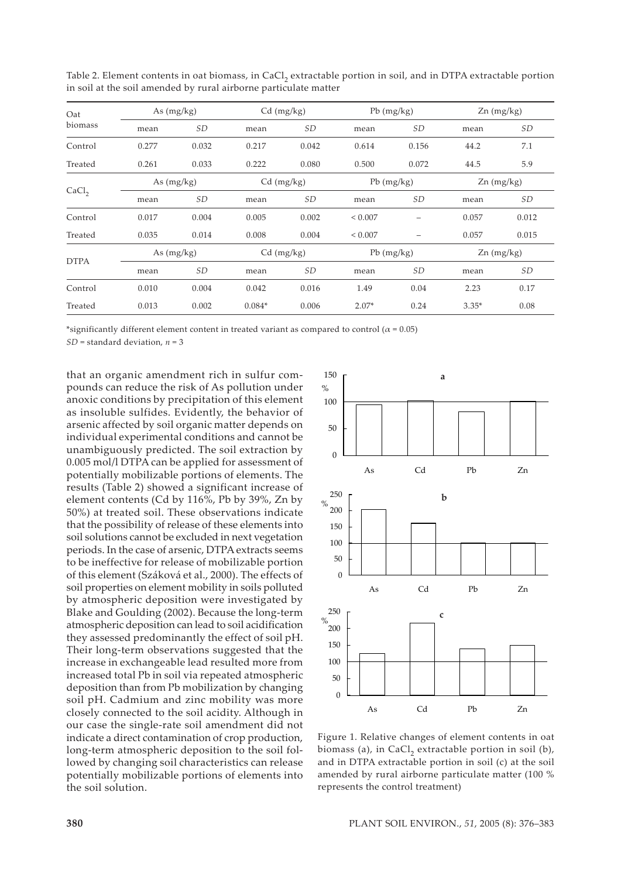Table 2. Element contents in oat biomass, in $CaCl_2$ extractable portion in soil, and in DTPA extractable portion in soil at the soil amended by rural airborne particulate matter

| Oat biomass | As (mg/kg) | | Cd (mg/kg) | | Pb (mg/kg) | | Zn (mg/kg) | |
|---|---|---|---|---|---|---|---|---|
| | mean | *SD* | mean | *SD* | mean | *SD* | mean | *SD* |
| Control | 0.277 | 0.032 | 0.217 | 0.042 | 0.614 | 0.156 | 44.2 | 7.1 |
| Treated | 0.261 | 0.033 | 0.222 | 0.080 | 0.500 | 0.072 | 44.5 | 5.9 |
| $CaCl_2$ | As (mg/kg) | | Cd (mg/kg) | | Pb (mg/kg) | | Zn (mg/kg) | |
| | mean | *SD* | mean | *SD* | mean | *SD* | mean | *SD* |
| Control | 0.017 | 0.004 | 0.005 | 0.002 | < 0.007 | – | 0.057 | 0.012 |
| Treated | 0.035 | 0.014 | 0.008 | 0.004 | < 0.007 | – | 0.057 | 0.015 |
| DTPA | As (mg/kg) | | Cd (mg/kg) | | Pb (mg/kg) | | Zn (mg/kg) | |
| | mean | *SD* | mean | *SD* | mean | *SD* | mean | *SD* |
| Control | 0.010 | 0.004 | 0.042 | 0.016 | 1.49 | 0.04 | 2.23 | 0.17 |
| Treated | 0.013 | 0.002 | 0.084* | 0.006 | 2.07* | 0.24 | 3.35* | 0.08 |

*significantly different element content in treated variant as compared to control ($\alpha = 0.05$)

*SD* = standard deviation, $n = 3$

that an organic amendment rich in sulfur compounds can reduce the risk of As pollution under anoxic conditions by precipitation of this element as insoluble sulfides. Evidently, the behavior of arsenic affected by soil organic matter depends on individual experimental conditions and cannot be unambiguously predicted. The soil extraction by 0.005 mol/l DTPA can be applied for assessment of potentially mobilizable portions of elements. The results (Table 2) showed a significant increase of element contents (Cd by 116%, Pb by 39%, Zn by 50%) at treated soil. These observations indicate that the possibility of release of these elements into soil solutions cannot be excluded in next vegetation periods. In the case of arsenic, DTPA extracts seems to be ineffective for release of mobilizable portion of this element (Száková et al., 2000). The effects of soil properties on element mobility in soils polluted by atmospheric deposition were investigated by Blake and Goulding (2002). Because the long-term atmospheric deposition can lead to soil acidification they assessed predominantly the effect of soil pH. Their long-term observations suggested that the increase in exchangeable lead resulted more from increased total Pb in soil via repeated atmospheric deposition than from Pb mobilization by changing soil pH. Cadmium and zinc mobility was more closely connected to the soil acidity. Although in our case the single-rate soil amendment did not indicate a direct contamination of crop production, long-term atmospheric deposition to the soil followed by changing soil characteristics can release potentially mobilizable portions of elements into the soil solution.

Figure 1. Relative changes of element contents in oat biomass (a), in $CaCl_2$ extractable portion in soil (b), and in DTPA extractable portion in soil (c) at the soil amended by rural airborne particulate matter (100 % represents the control treatment)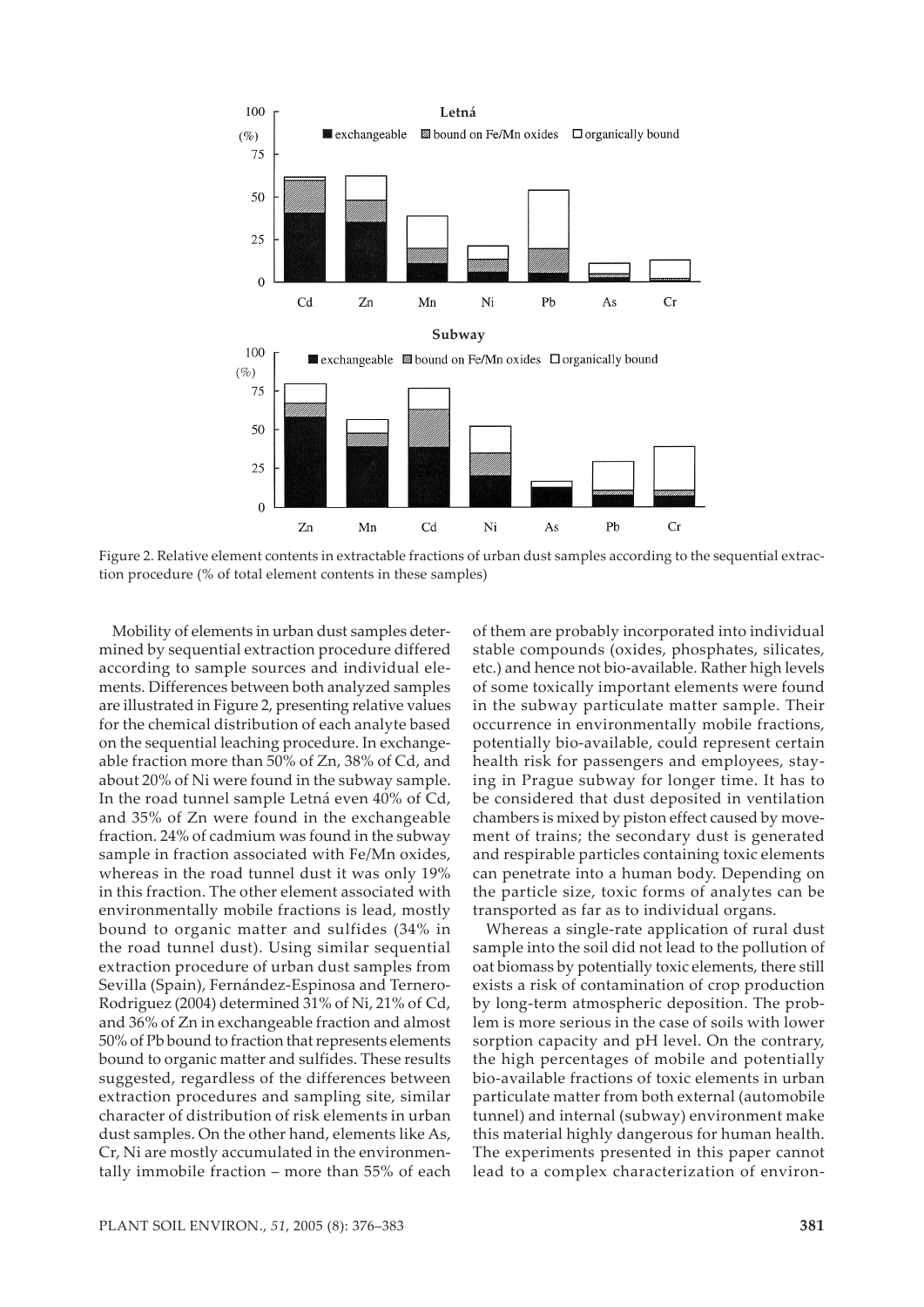Figure 2. Relative element contents in extractable fractions of urban dust samples according to the sequential extraction procedure (% of total element contents in these samples)

Mobility of elements in urban dust samples determined by sequential extraction procedure differed according to sample sources and individual elements. Differences between both analyzed samples are illustrated in Figure 2, presenting relative values for the chemical distribution of each analyte based on the sequential leaching procedure. In exchangeable fraction more than 50% of Zn, 38% of Cd, and about 20% of Ni were found in the subway sample. In the road tunnel sample Letná even 40% of Cd, and 35% of Zn were found in the exchangeable fraction. 24% of cadmium was found in the subway sample in fraction associated with Fe/Mn oxides, whereas in the road tunnel dust it was only 19% in this fraction. The other element associated with environmentally mobile fractions is lead, mostly bound to organic matter and sulfides (34% in the road tunnel dust). Using similar sequential extraction procedure of urban dust samples from Sevilla (Spain), Fernández-Espinosa and Ternero-Rodriguez (2004) determined 31% of Ni, 21% of Cd, and 36% of Zn in exchangeable fraction and almost 50% of Pb bound to fraction that represents elements bound to organic matter and sulfides. These results suggested, regardless of the differences between extraction procedures and sampling site, similar character of distribution of risk elements in urban dust samples. On the other hand, elements like As, Cr, Ni are mostly accumulated in the environmentally immobile fraction – more than 55% of each of them are probably incorporated into individual stable compounds (oxides, phosphates, silicates, etc.) and hence not bio-available. Rather high levels of some toxically important elements were found in the subway particulate matter sample. Their occurrence in environmentally mobile fractions, potentially bio-available, could represent certain health risk for passengers and employees, staying in Prague subway for longer time. It has to be considered that dust deposited in ventilation chambers is mixed by piston effect caused by movement of trains; the secondary dust is generated and respirable particles containing toxic elements can penetrate into a human body. Depending on the particle size, toxic forms of analytes can be transported as far as to individual organs.

Whereas a single-rate application of rural dust sample into the soil did not lead to the pollution of oat biomass by potentially toxic elements, there still exists a risk of contamination of crop production by long-term atmospheric deposition. The problem is more serious in the case of soils with lower sorption capacity and pH level. On the contrary, the high percentages of mobile and potentially bio-available fractions of toxic elements in urban particulate matter from both external (automobile tunnel) and internal (subway) environment make this material highly dangerous for human health. The experiments presented in this paper cannot lead to a complex characterization of environ-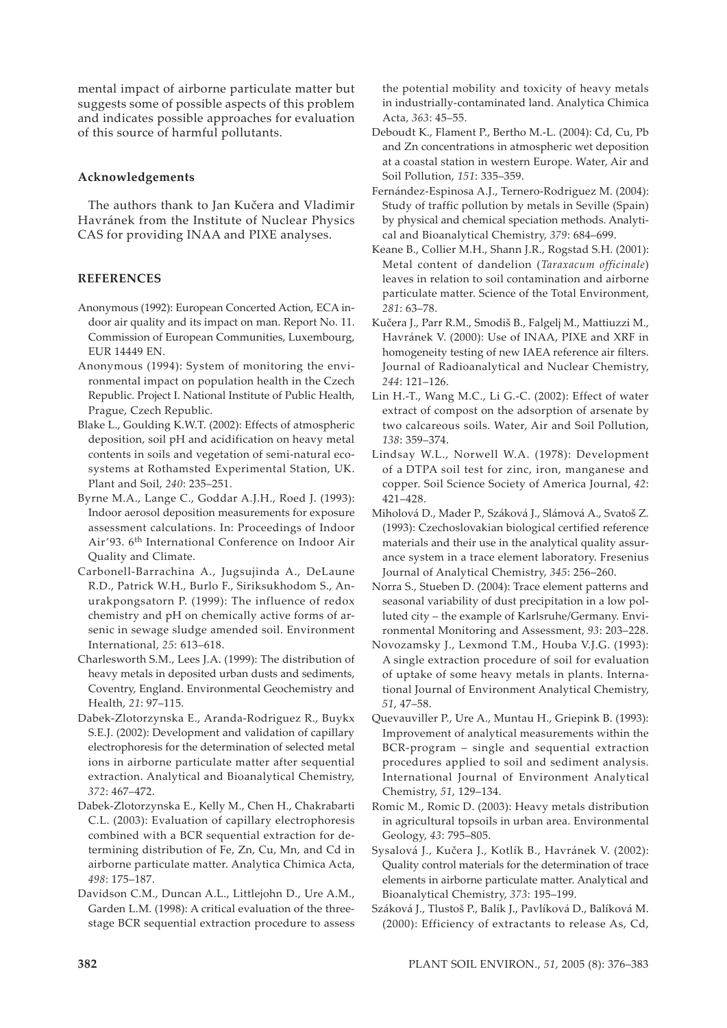mental impact of airborne particulate matter but suggests some of possible aspects of this problem and indicates possible approaches for evaluation of this source of harmful pollutants.

### Acknowledgements

The authors thank to Jan Kučera and Vladimir Havránek from the Institute of Nuclear Physics CAS for providing INAA and PIXE analyses.

### REFERENCES

Anonymous (1992): European Concerted Action, ECA indoor air quality and its impact on man. Report No. 11. Commission of European Communities, Luxembourg, EUR 14449 EN.

Anonymous (1994): System of monitoring the environmental impact on population health in the Czech Republic. Project I. National Institute of Public Health, Prague, Czech Republic.

Blake L., Goulding K.W.T. (2002): Effects of atmospheric deposition, soil pH and acidification on heavy metal contents in soils and vegetation of semi-natural ecosystems at Rothamsted Experimental Station, UK. Plant and Soil, *240*: 235–251.

Byrne M.A., Lange C., Goddar A.J.H., Roed J. (1993): Indoor aerosol deposition measurements for exposure assessment calculations. In: Proceedings of Indoor Air'93. 6th International Conference on Indoor Air Quality and Climate.

Carbonell-Barrachina A., Jugsujinda A., DeLaune R.D., Patrick W.H., Burlo F., Siriksukhodom S., Anurakpongsatorn P. (1999): The influence of redox chemistry and pH on chemically active forms of arsenic in sewage sludge amended soil. Environment International, *25*: 613–618.

Charlesworth S.M., Lees J.A. (1999): The distribution of heavy metals in deposited urban dusts and sediments, Coventry, England. Environmental Geochemistry and Health, *21*: 97–115.

Dabek-Zlotorzynska E., Aranda-Rodriguez R., Buykx S.E.J. (2002): Development and validation of capillary electrophoresis for the determination of selected metal ions in airborne particulate matter after sequential extraction. Analytical and Bioanalytical Chemistry, *372*: 467–472.

Dabek-Zlotorzynska E., Kelly M., Chen H., Chakrabarti C.L. (2003): Evaluation of capillary electrophoresis combined with a BCR sequential extraction for determining distribution of Fe, Zn, Cu, Mn, and Cd in airborne particulate matter. Analytica Chimica Acta, *498*: 175–187.

Davidson C.M., Duncan A.L., Littlejohn D., Ure A.M., Garden L.M. (1998): A critical evaluation of the three-stage BCR sequential extraction procedure to assess the potential mobility and toxicity of heavy metals in industrially-contaminated land. Analytica Chimica Acta, *363*: 45–55.

Deboudt K., Flament P., Bertho M.-L. (2004): Cd, Cu, Pb and Zn concentrations in atmospheric wet deposition at a coastal station in western Europe. Water, Air and Soil Pollution, *151*: 335–359.

Fernández-Espinosa A.J., Ternero-Rodriguez M. (2004): Study of traffic pollution by metals in Seville (Spain) by physical and chemical speciation methods. Analytical and Bioanalytical Chemistry, *379*: 684–699.

Keane B., Collier M.H., Shann J.R., Rogstad S.H. (2001): Metal content of dandelion (*Taraxacum officinale*) leaves in relation to soil contamination and airborne particulate matter. Science of the Total Environment, *281*: 63–78.

Kučera J., Parr R.M., Smodiš B., Falgelj M., Mattiuzzi M., Havránek V. (2000): Use of INAA, PIXE and XRF in homogeneity testing of new IAEA reference air filters. Journal of Radioanalytical and Nuclear Chemistry, *244*: 121–126.

Lin H.-T., Wang M.C., Li G.-C. (2002): Effect of water extract of compost on the adsorption of arsenate by two calcareous soils. Water, Air and Soil Pollution, *138*: 359–374.

Lindsay W.L., Norwell W.A. (1978): Development of a DTPA soil test for zinc, iron, manganese and copper. Soil Science Society of America Journal, *42*: 421–428.

Miholová D., Mader P., Száková J., Slámová A., Svatoš Z. (1993): Czechoslovakian biological certified reference materials and their use in the analytical quality assurance system in a trace element laboratory. Fresenius Journal of Analytical Chemistry, *345*: 256–260.

Norra S., Stueben D. (2004): Trace element patterns and seasonal variability of dust precipitation in a low polluted city – the example of Karlsruhe/Germany. Environmental Monitoring and Assessment, *93*: 203–228.

Novozamsky J., Lexmond T.M., Houba V.J.G. (1993): A single extraction procedure of soil for evaluation of uptake of some heavy metals in plants. International Journal of Environment Analytical Chemistry, *51*, 47–58.

Quevauviller P., Ure A., Muntau H., Griepink B. (1993): Improvement of analytical measurements within the BCR-program – single and sequential extraction procedures applied to soil and sediment analysis. International Journal of Environment Analytical Chemistry, *51*, 129–134.

Romic M., Romic D. (2003): Heavy metals distribution in agricultural topsoils in urban area. Environmental Geology, *43*: 795–805.

Sysalová J., Kučera J., Kotlík B., Havránek V. (2002): Quality control materials for the determination of trace elements in airborne particulate matter. Analytical and Bioanalytical Chemistry, *373*: 195–199.

Száková J., Tlustoš P., Balík J., Pavlíková D., Balíková M. (2000): Efficiency of extractants to release As, Cd,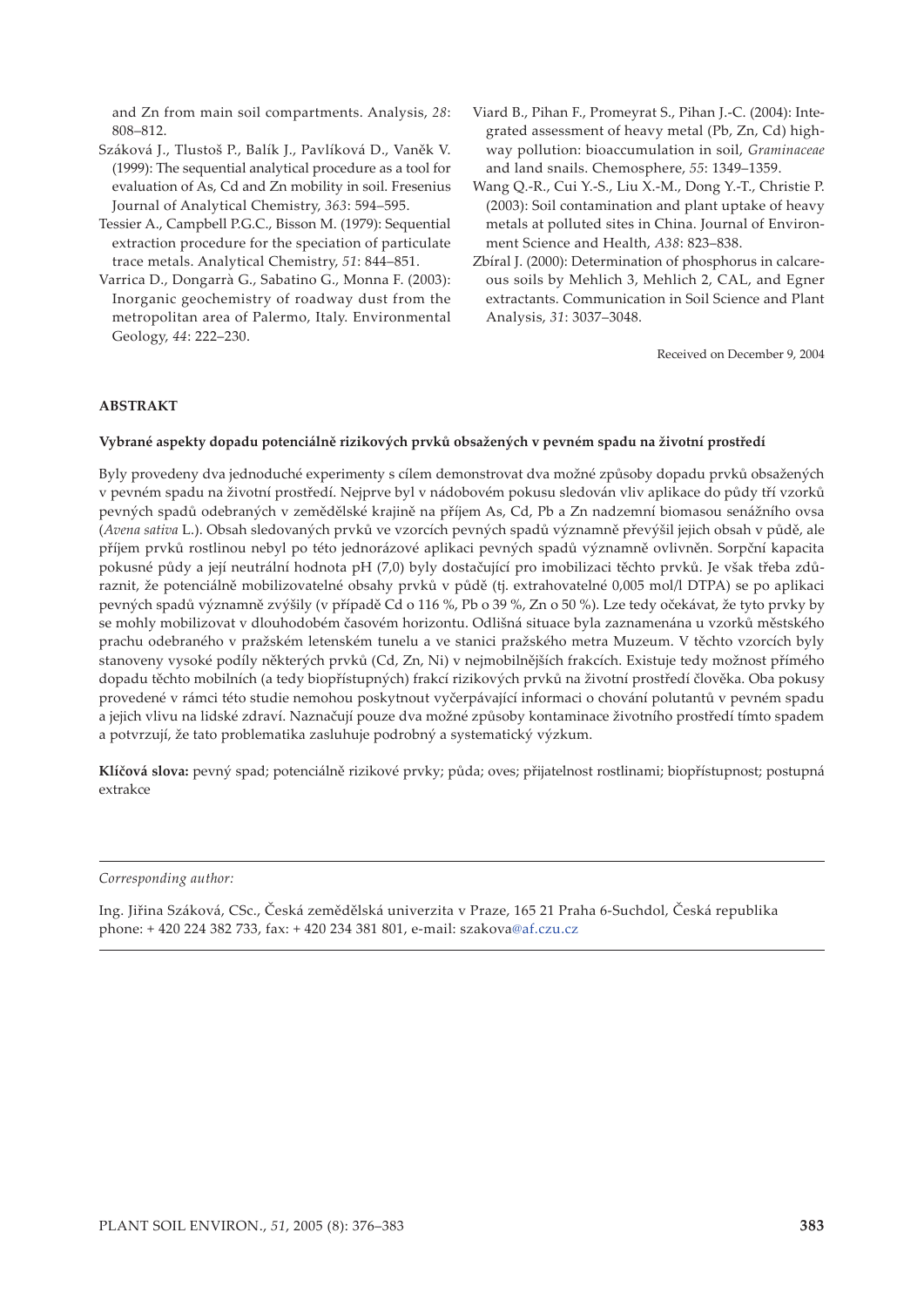and Zn from main soil compartments. Analysis, *28*: 808–812.

Száková J., Tlustoš P., Balík J., Pavlíková D., Vaněk V. (1999): The sequential analytical procedure as a tool for evaluation of As, Cd and Zn mobility in soil. Fresenius Journal of Analytical Chemistry, *363*: 594–595.

Tessier A., Campbell P.G.C., Bisson M. (1979): Sequential extraction procedure for the speciation of particulate trace metals. Analytical Chemistry, *51*: 844–851.

Varrica D., Dongarrà G., Sabatino G., Monna F. (2003): Inorganic geochemistry of roadway dust from the metropolitan area of Palermo, Italy. Environmental Geology, *44*: 222–230.

Viard B., Pihan F., Promeyrat S., Pihan J.-C. (2004): Integrated assessment of heavy metal (Pb, Zn, Cd) highway pollution: bioaccumulation in soil, *Graminaceae* and land snails. Chemosphere, *55*: 1349–1359.

Wang Q.-R., Cui Y.-S., Liu X.-M., Dong Y.-T., Christie P. (2003): Soil contamination and plant uptake of heavy metals at polluted sites in China. Journal of Environment Science and Health, *A38*: 823–838.

Zbíral J. (2000): Determination of phosphorus in calcareous soils by Mehlich 3, Mehlich 2, CAL, and Egner extractants. Communication in Soil Science and Plant Analysis, *31*: 3037–3048.

Received on December 9, 2004

## ABSTRAKT

### Vybrané aspekty dopadu potenciálně rizikových prvků obsažených v pevném spadu na životní prostředí

Byly provedeny dva jednoduché experimenty s cílem demonstrovat dva možné způsoby dopadu prvků obsažených v pevném spadu na životní prostředí. Nejprve byl v nádobovém pokusu sledován vliv aplikace do půdy tří vzorků pevných spadů odebraných v zemědělské krajině na příjem As, Cd, Pb a Zn nadzemní biomasou senážního ovsa (*Avena sativa* L.). Obsah sledovaných prvků ve vzorcích pevných spadů významně převýšil jejich obsah v půdě, ale příjem prvků rostlinou nebyl po této jednorázové aplikaci pevných spadů významně ovlivněn. Sorpční kapacita pokusné půdy a její neutrální hodnota pH (7,0) byly dostačující pro imobilizaci těchto prvků. Je však třeba zdůraznit, že potenciálně mobilizovatelné obsahy prvků v půdě (tj. extrahovatelné 0,005 mol/l DTPA) se po aplikaci pevných spadů významně zvýšily (v případě Cd o 116 %, Pb o 39 %, Zn o 50 %). Lze tedy očekávat, že tyto prvky by se mohly mobilizovat v dlouhodobém časovém horizontu. Odlišná situace byla zaznamenána u vzorků městského prachu odebraného v pražském letenském tunelu a ve stanici pražského metra Muzeum. V těchto vzorcích byly stanoveny vysoké podíly některých prvků (Cd, Zn, Ni) v nejmobilnějších frakcích. Existuje tedy možnost přímého dopadu těchto mobilních (a tedy biopřístupných) frakcí rizikových prvků na životní prostředí člověka. Oba pokusy provedené v rámci této studie nemohou poskytnout vyčerpávající informaci o chování polutantů v pevném spadu a jejich vlivu na lidské zdraví. Naznačují pouze dva možné způsoby kontaminace životního prostředí tímto spadem a potvrzují, že tato problematika zasluhuje podrobný a systematický výzkum.

**Klíčová slova:** pevný spad; potenciálně rizikové prvky; půda; oves; přijatelnost rostlinami; biopřístupnost; postupná extrakce

*Corresponding author:*

Ing. Jiřina Száková, CSc., Česká zemědělská univerzita v Praze, 165 21 Praha 6-Suchdol, Česká republika
phone: + 420 224 382 733, fax: + 420 234 381 801, e-mail: szakova@af.czu.cz